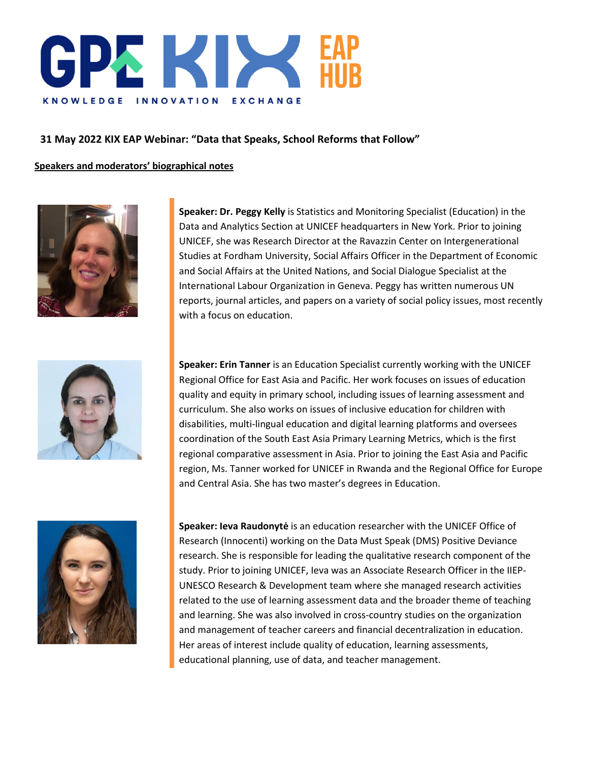GPE KIX EAP HUB

KNOWLEDGE INNOVATION EXCHANGE

## 31 May 2022 KIX EAP Webinar: "Data that Speaks, School Reforms that Follow"

**Speakers and moderators' biographical notes**

**Speaker: Dr. Peggy Kelly** is Statistics and Monitoring Specialist (Education) in the Data and Analytics Section at UNICEF headquarters in New York. Prior to joining UNICEF, she was Research Director at the Ravazzin Center on Intergenerational Studies at Fordham University, Social Affairs Officer in the Department of Economic and Social Affairs at the United Nations, and Social Dialogue Specialist at the International Labour Organization in Geneva. Peggy has written numerous UN reports, journal articles, and papers on a variety of social policy issues, most recently with a focus on education.

**Speaker: Erin Tanner** is an Education Specialist currently working with the UNICEF Regional Office for East Asia and Pacific. Her work focuses on issues of education quality and equity in primary school, including issues of learning assessment and curriculum. She also works on issues of inclusive education for children with disabilities, multi-lingual education and digital learning platforms and oversees coordination of the South East Asia Primary Learning Metrics, which is the first regional comparative assessment in Asia. Prior to joining the East Asia and Pacific region, Ms. Tanner worked for UNICEF in Rwanda and the Regional Office for Europe and Central Asia. She has two master's degrees in Education.

**Speaker: Ieva Raudonytė** is an education researcher with the UNICEF Office of Research (Innocenti) working on the Data Must Speak (DMS) Positive Deviance research. She is responsible for leading the qualitative research component of the study. Prior to joining UNICEF, Ieva was an Associate Research Officer in the IIEP-UNESCO Research & Development team where she managed research activities related to the use of learning assessment data and the broader theme of teaching and learning. She was also involved in cross-country studies on the organization and management of teacher careers and financial decentralization in education. Her areas of interest include quality of education, learning assessments, educational planning, use of data, and teacher management.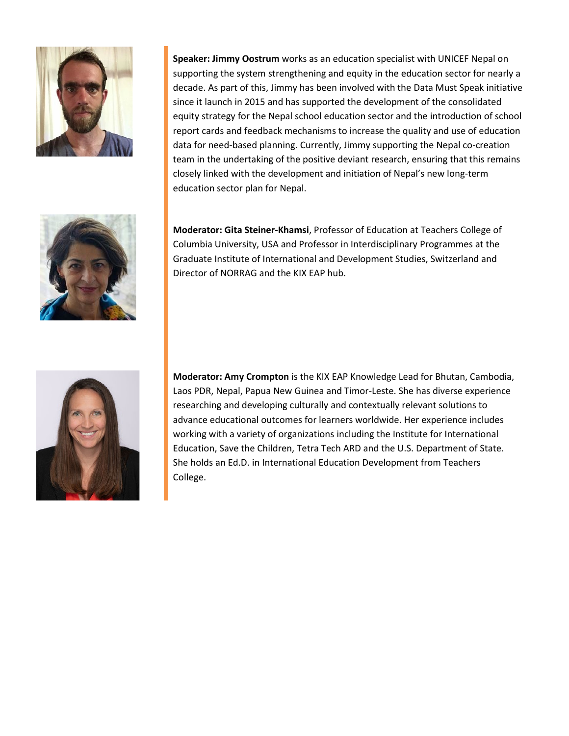**Speaker: Jimmy Oostrum** works as an education specialist with UNICEF Nepal on supporting the system strengthening and equity in the education sector for nearly a decade. As part of this, Jimmy has been involved with the Data Must Speak initiative since it launch in 2015 and has supported the development of the consolidated equity strategy for the Nepal school education sector and the introduction of school report cards and feedback mechanisms to increase the quality and use of education data for need-based planning. Currently, Jimmy supporting the Nepal co-creation team in the undertaking of the positive deviant research, ensuring that this remains closely linked with the development and initiation of Nepal's new long-term education sector plan for Nepal.

**Moderator: Gita Steiner-Khamsi**, Professor of Education at Teachers College of Columbia University, USA and Professor in Interdisciplinary Programmes at the Graduate Institute of International and Development Studies, Switzerland and Director of NORRAG and the KIX EAP hub.

**Moderator: Amy Crompton** is the KIX EAP Knowledge Lead for Bhutan, Cambodia, Laos PDR, Nepal, Papua New Guinea and Timor-Leste. She has diverse experience researching and developing culturally and contextually relevant solutions to advance educational outcomes for learners worldwide. Her experience includes working with a variety of organizations including the Institute for International Education, Save the Children, Tetra Tech ARD and the U.S. Department of State. She holds an Ed.D. in International Education Development from Teachers College.